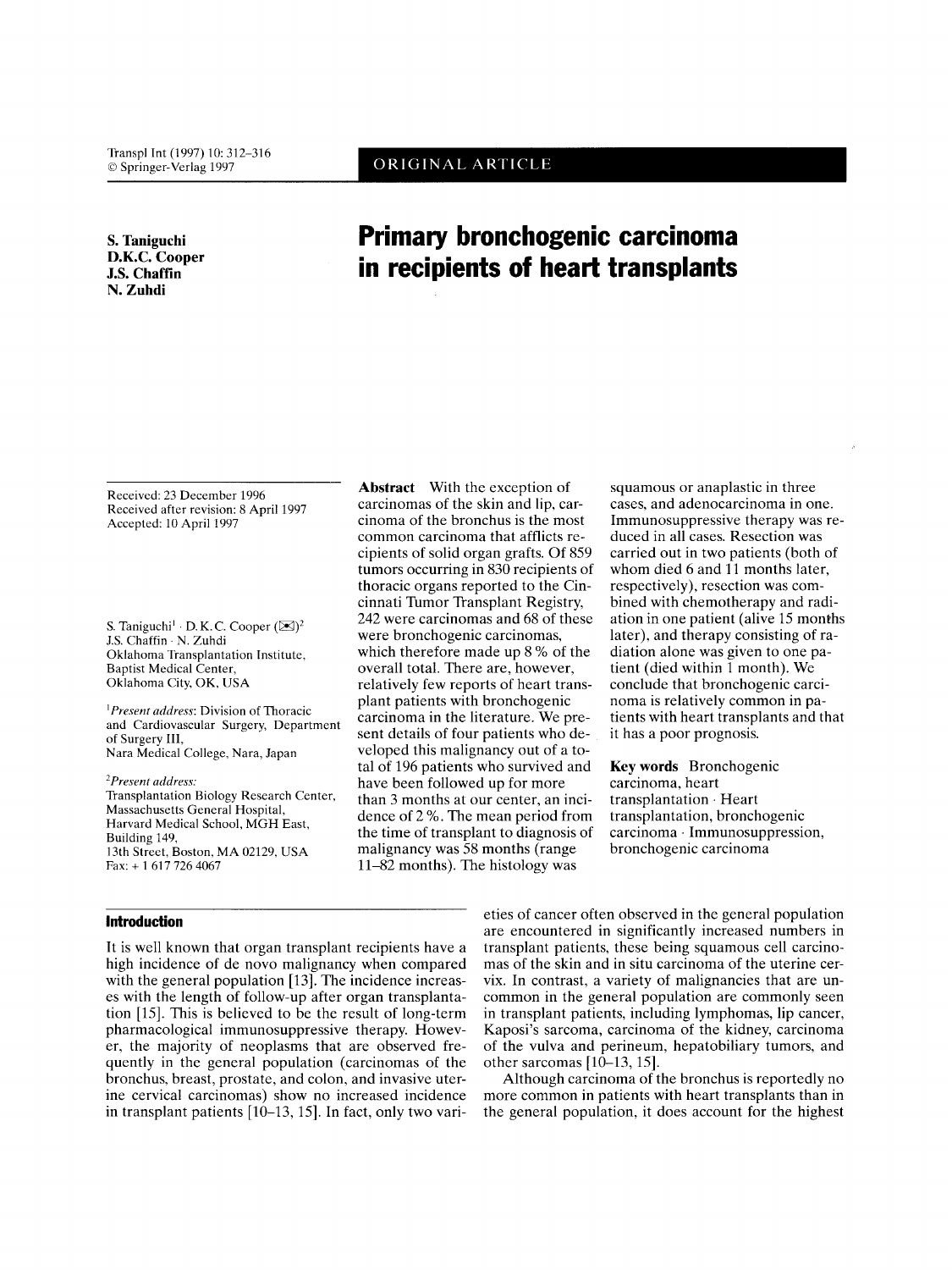ORIGINAL ARTICLE

S. Taniguchi
D.K.C. Cooper
J.S. Chaffin
N. Zuhdi

# Primary bronchogenic carcinoma in recipients of heart transplants

Received: 23 December 1996
Received after revision: 8 April 1997
Accepted: 10 April 1997

S. Taniguchi[1] · D. K. C. Cooper (✉)[2]
J.S. Chaffin · N. Zuhdi
Oklahoma Transplantation Institute,
Baptist Medical Center,
Oklahoma City, OK, USA

[1] *Present address*: Division of Thoracic and Cardiovascular Surgery, Department of Surgery III,
Nara Medical College, Nara, Japan

[2] *Present address*:
Transplantation Biology Research Center,
Massachusetts General Hospital,
Harvard Medical School, MGH East,
Building 149,
13th Street, Boston, MA 02129, USA
Fax: + 1 617 726 4067

**Abstract** With the exception of carcinomas of the skin and lip, carcinoma of the bronchus is the most common carcinoma that afflicts recipients of solid organ grafts. Of 859 tumors occurring in 830 recipients of thoracic organs reported to the Cincinnati Tumor Transplant Registry, 242 were carcinomas and 68 of these were bronchogenic carcinomas, which therefore made up 8 % of the overall total. There are, however, relatively few reports of heart transplant patients with bronchogenic carcinoma in the literature. We present details of four patients who developed this malignancy out of a total of 196 patients who survived and have been followed up for more than 3 months at our center, an incidence of 2 %. The mean period from the time of transplant to diagnosis of malignancy was 58 months (range 11–82 months). The histology was squamous or anaplastic in three cases, and adenocarcinoma in one. Immunosuppressive therapy was reduced in all cases. Resection was carried out in two patients (both of whom died 6 and 11 months later, respectively), resection was combined with chemotherapy and radiation in one patient (alive 15 months later), and therapy consisting of radiation alone was given to one patient (died within 1 month). We conclude that bronchogenic carcinoma is relatively common in patients with heart transplants and that it has a poor prognosis.

**Key words** Bronchogenic carcinoma, heart transplantation · Heart transplantation, bronchogenic carcinoma · Immunosuppression, bronchogenic carcinoma

## Introduction

It is well known that organ transplant recipients have a high incidence of de novo malignancy when compared with the general population [13]. The incidence increases with the length of follow-up after organ transplantation [15]. This is believed to be the result of long-term pharmacological immunosuppressive therapy. However, the majority of neoplasms that are observed frequently in the general population (carcinomas of the bronchus, breast, prostate, and colon, and invasive uterine cervical carcinomas) show no increased incidence in transplant patients [10–13, 15]. In fact, only two varieties of cancer often observed in the general population are encountered in significantly increased numbers in transplant patients, these being squamous cell carcinomas of the skin and in situ carcinoma of the uterine cervix. In contrast, a variety of malignancies that are uncommon in the general population are commonly seen in transplant patients, including lymphomas, lip cancer, Kaposi's sarcoma, carcinoma of the kidney, carcinoma of the vulva and perineum, hepatobiliary tumors, and other sarcomas [10–13, 15].

Although carcinoma of the bronchus is reportedly no more common in patients with heart transplants than in the general population, it does account for the highest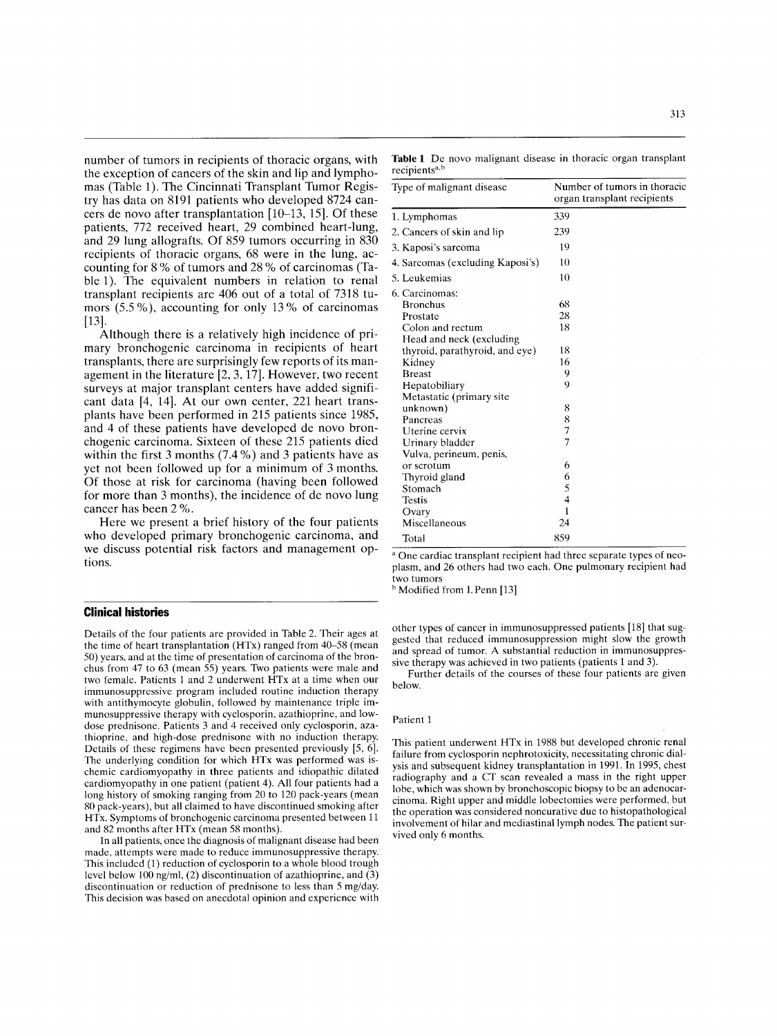number of tumors in recipients of thoracic organs, with the exception of cancers of the skin and lip and lymphomas (Table 1). The Cincinnati Transplant Tumor Registry has data on 8191 patients who developed 8724 cancers de novo after transplantation [10–13, 15]. Of these patients, 772 received heart, 29 combined heart-lung, and 29 lung allografts. Of 859 tumors occurring in 830 recipients of thoracic organs, 68 were in the lung, accounting for 8 % of tumors and 28 % of carcinomas (Table 1). The equivalent numbers in relation to renal transplant recipients are 406 out of a total of 7318 tumors (5.5 %), accounting for only 13 % of carcinomas [13].

Although there is a relatively high incidence of primary bronchogenic carcinoma in recipients of heart transplants, there are surprisingly few reports of its management in the literature [2, 3, 17]. However, two recent surveys at major transplant centers have added significant data [4, 14]. At our own center, 221 heart transplants have been performed in 215 patients since 1985, and 4 of these patients have developed de novo bronchogenic carcinoma. Sixteen of these 215 patients died within the first 3 months (7.4 %) and 3 patients have as yet not been followed up for a minimum of 3 months. Of those at risk for carcinoma (having been followed for more than 3 months), the incidence of de novo lung cancer has been 2 %.

Here we present a brief history of the four patients who developed primary bronchogenic carcinoma, and we discuss potential risk factors and management options.

**Table 1** De novo malignant disease in thoracic organ transplant recipients[a,b]

| Type of malignant disease | Number of tumors in thoracic organ transplant recipients |
|---|---|
| 1. Lymphomas | 339 |
| 2. Cancers of skin and lip | 239 |
| 3. Kaposi's sarcoma | 19 |
| 4. Sarcomas (excluding Kaposi's) | 10 |
| 5. Leukemias | 10 |
| 6. Carcinomas: | |
| Bronchus | 68 |
| Prostate | 28 |
| Colon and rectum | 18 |
| Head and neck (excluding thyroid, parathyroid, and eye) | 18 |
| Kidney | 16 |
| Breast | 9 |
| Hepatobiliary | 9 |
| Metastatic (primary site unknown) | 8 |
| Pancreas | 8 |
| Uterine cervix | 7 |
| Urinary bladder | 7 |
| Vulva, perineum, penis, or scrotum | 6 |
| Thyroid gland | 6 |
| Stomach | 5 |
| Testis | 4 |
| Ovary | 1 |
| Miscellaneous | 24 |
| Total | 859 |

[a] One cardiac transplant recipient had three separate types of neoplasm, and 26 others had two each. One pulmonary recipient had two tumors

[b] Modified from I. Penn [13]

## Clinical histories

Details of the four patients are provided in Table 2. Their ages at the time of heart transplantation (HTx) ranged from 40–58 (mean 50) years, and at the time of presentation of carcinoma of the bronchus from 47 to 63 (mean 55) years. Two patients were male and two female. Patients 1 and 2 underwent HTx at a time when our immunosuppressive program included routine induction therapy with antithymocyte globulin, followed by maintenance triple immunosuppressive therapy with cyclosporin, azathioprine, and low-dose prednisone. Patients 3 and 4 received only cyclosporin, azathioprine, and high-dose prednisone with no induction therapy. Details of these regimens have been presented previously [5, 6]. The underlying condition for which HTx was performed was ischemic cardiomyopathy in three patients and idiopathic dilated cardiomyopathy in one patient (patient 4). All four patients had a long history of smoking ranging from 20 to 120 pack-years (mean 80 pack-years), but all claimed to have discontinued smoking after HTx. Symptoms of bronchogenic carcinoma presented between 11 and 82 months after HTx (mean 58 months).

In all patients, once the diagnosis of malignant disease had been made, attempts were made to reduce immunosuppressive therapy. This included (1) reduction of cyclosporin to a whole blood trough level below 100 ng/ml, (2) discontinuation of azathioprine, and (3) discontinuation or reduction of prednisone to less than 5 mg/day. This decision was based on anecdotal opinion and experience with other types of cancer in immunosuppressed patients [18] that suggested that reduced immunosuppression might slow the growth and spread of tumor. A substantial reduction in immunosuppressive therapy was achieved in two patients (patients 1 and 3).

Further details of the courses of these four patients are given below.

### Patient 1

This patient underwent HTx in 1988 but developed chronic renal failure from cyclosporin nephrotoxicity, necessitating chronic dialysis and subsequent kidney transplantation in 1991. In 1995, chest radiography and a CT scan revealed a mass in the right upper lobe, which was shown by bronchoscopic biopsy to be an adenocarcinoma. Right upper and middle lobectomies were performed, but the operation was considered noncurative due to histopathological involvement of hilar and mediastinal lymph nodes. The patient survived only 6 months.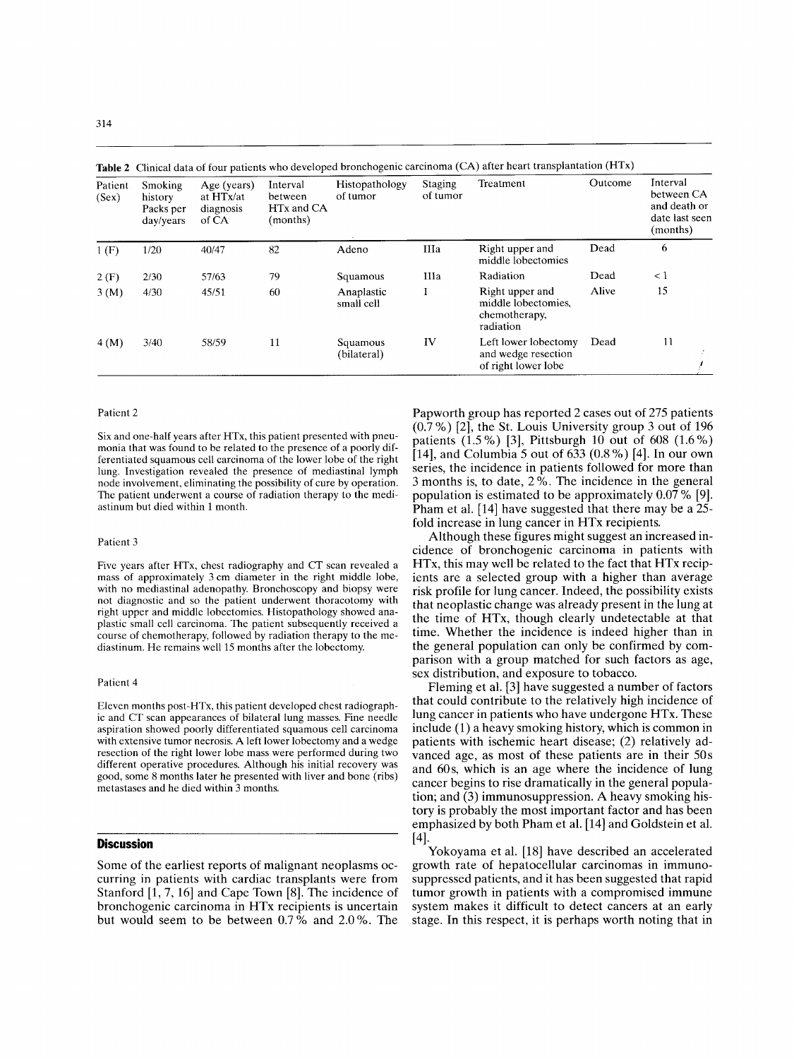**Table 2** Clinical data of four patients who developed bronchogenic carcinoma (CA) after heart transplantation (HTx)

| Patient (Sex) | Smoking history Packs per day/years | Age (years) at HTx/at diagnosis of CA | Interval between HTx and CA (months) | Histopathology of tumor | Staging of tumor | Treatment | Outcome | Interval between CA and death or date last seen (months) |
|---|---|---|---|---|---|---|---|---|
| 1 (F) | 1/20 | 40/47 | 82 | Adeno | IIIa | Right upper and middle lobectomies | Dead | 6 |
| 2 (F) | 2/30 | 57/63 | 79 | Squamous | IIIa | Radiation | Dead | < 1 |
| 3 (M) | 4/30 | 45/51 | 60 | Anaplastic small cell | I | Right upper and middle lobectomies, chemotherapy, radiation | Alive | 15 |
| 4 (M) | 3/40 | 58/59 | 11 | Squamous (bilateral) | IV | Left lower lobectomy and wedge resection of right lower lobe | Dead | 11 |

Patient 2

Six and one-half years after HTx, this patient presented with pneumonia that was found to be related to the presence of a poorly differentiated squamous cell carcinoma of the lower lobe of the right lung. Investigation revealed the presence of mediastinal lymph node involvement, eliminating the possibility of cure by operation. The patient underwent a course of radiation therapy to the mediastinum but died within 1 month.

Patient 3

Five years after HTx, chest radiography and CT scan revealed a mass of approximately 3 cm diameter in the right middle lobe, with no mediastinal adenopathy. Bronchoscopy and biopsy were not diagnostic and so the patient underwent thoracotomy with right upper and middle lobectomies. Histopathology showed anaplastic small cell carcinoma. The patient subsequently received a course of chemotherapy, followed by radiation therapy to the mediastinum. He remains well 15 months after the lobectomy.

Patient 4

Eleven months post-HTx, this patient developed chest radiographic and CT scan appearances of bilateral lung masses. Fine needle aspiration showed poorly differentiated squamous cell carcinoma with extensive tumor necrosis. A left lower lobectomy and a wedge resection of the right lower lobe mass were performed during two different operative procedures. Although his initial recovery was good, some 8 months later he presented with liver and bone (ribs) metastases and he died within 3 months.

## Discussion

Some of the earliest reports of malignant neoplasms occurring in patients with cardiac transplants were from Stanford [1, 7, 16] and Cape Town [8]. The incidence of bronchogenic carcinoma in HTx recipients is uncertain but would seem to be between 0.7 % and 2.0 %. The Papworth group has reported 2 cases out of 275 patients (0.7 %) [2], the St. Louis University group 3 out of 196 patients (1.5 %) [3], Pittsburgh 10 out of 608 (1.6 %) [14], and Columbia 5 out of 633 (0.8 %) [4]. In our own series, the incidence in patients followed for more than 3 months is, to date, 2 %. The incidence in the general population is estimated to be approximately 0.07 % [9]. Pham et al. [14] have suggested that there may be a 25-fold increase in lung cancer in HTx recipients.

Although these figures might suggest an increased incidence of bronchogenic carcinoma in patients with HTx, this may well be related to the fact that HTx recipients are a selected group with a higher than average risk profile for lung cancer. Indeed, the possibility exists that neoplastic change was already present in the lung at the time of HTx, though clearly undetectable at that time. Whether the incidence is indeed higher than in the general population can only be confirmed by comparison with a group matched for such factors as age, sex distribution, and exposure to tobacco.

Fleming et al. [3] have suggested a number of factors that could contribute to the relatively high incidence of lung cancer in patients who have undergone HTx. These include (1) a heavy smoking history, which is common in patients with ischemic heart disease; (2) relatively advanced age, as most of these patients are in their 50s and 60s, which is an age where the incidence of lung cancer begins to rise dramatically in the general population; and (3) immunosuppression. A heavy smoking history is probably the most important factor and has been emphasized by both Pham et al. [14] and Goldstein et al. [4].

Yokoyama et al. [18] have described an accelerated growth rate of hepatocellular carcinomas in immunosuppressed patients, and it has been suggested that rapid tumor growth in patients with a compromised immune system makes it difficult to detect cancers at an early stage. In this respect, it is perhaps worth noting that in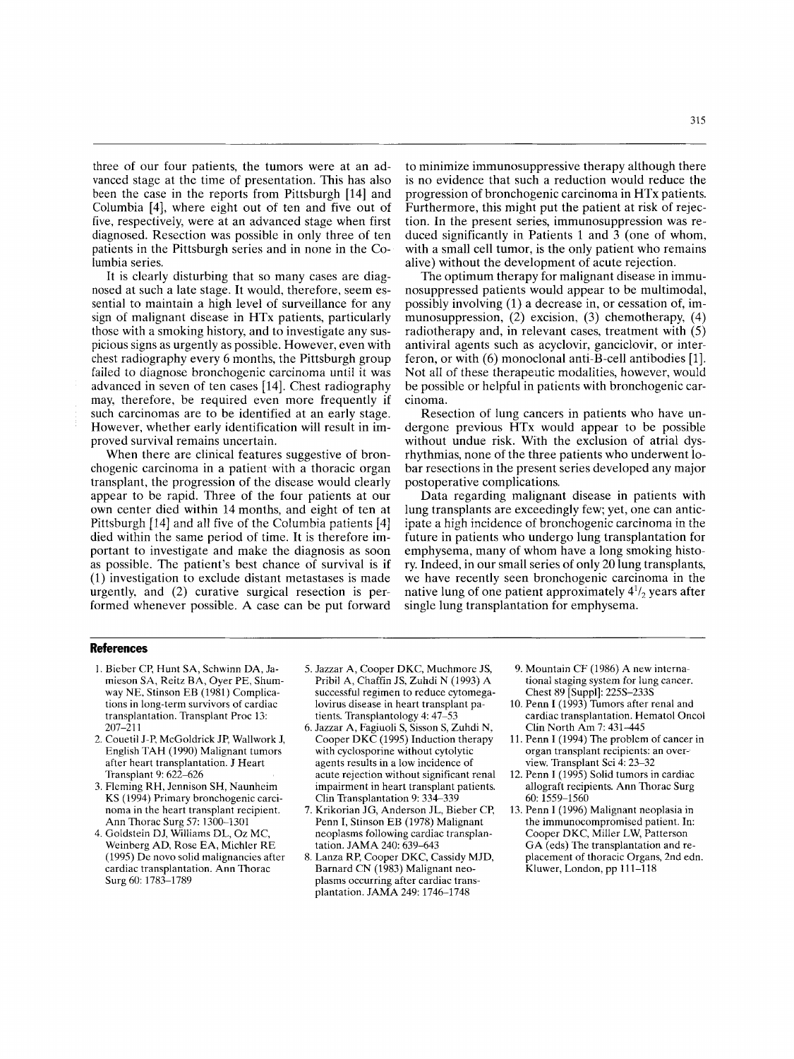three of our four patients, the tumors were at an advanced stage at the time of presentation. This has also been the case in the reports from Pittsburgh [14] and Columbia [4], where eight out of ten and five out of five, respectively, were at an advanced stage when first diagnosed. Resection was possible in only three of ten patients in the Pittsburgh series and in none in the Columbia series.

It is clearly disturbing that so many cases are diagnosed at such a late stage. It would, therefore, seem essential to maintain a high level of surveillance for any sign of malignant disease in HTx patients, particularly those with a smoking history, and to investigate any suspicious signs as urgently as possible. However, even with chest radiography every 6 months, the Pittsburgh group failed to diagnose bronchogenic carcinoma until it was advanced in seven of ten cases [14]. Chest radiography may, therefore, be required even more frequently if such carcinomas are to be identified at an early stage. However, whether early identification will result in improved survival remains uncertain.

When there are clinical features suggestive of bronchogenic carcinoma in a patient with a thoracic organ transplant, the progression of the disease would clearly appear to be rapid. Three of the four patients at our own center died within 14 months, and eight of ten at Pittsburgh [14] and all five of the Columbia patients [4] died within the same period of time. It is therefore important to investigate and make the diagnosis as soon as possible. The patient's best chance of survival is if (1) investigation to exclude distant metastases is made urgently, and (2) curative surgical resection is performed whenever possible. A case can be put forward to minimize immunosuppressive therapy although there is no evidence that such a reduction would reduce the progression of bronchogenic carcinoma in HTx patients. Furthermore, this might put the patient at risk of rejection. In the present series, immunosuppression was reduced significantly in Patients 1 and 3 (one of whom, with a small cell tumor, is the only patient who remains alive) without the development of acute rejection.

The optimum therapy for malignant disease in immunosuppressed patients would appear to be multimodal, possibly involving (1) a decrease in, or cessation of, immunosuppression, (2) excision, (3) chemotherapy, (4) radiotherapy and, in relevant cases, treatment with (5) antiviral agents such as acyclovir, ganciclovir, or interferon, or with (6) monoclonal anti-B-cell antibodies [1]. Not all of these therapeutic modalities, however, would be possible or helpful in patients with bronchogenic carcinoma.

Resection of lung cancers in patients who have undergone previous HTx would appear to be possible without undue risk. With the exclusion of atrial dysrhythmias, none of the three patients who underwent lobar resections in the present series developed any major postoperative complications.

Data regarding malignant disease in patients with lung transplants are exceedingly few; yet, one can anticipate a high incidence of bronchogenic carcinoma in the future in patients who undergo lung transplantation for emphysema, many of whom have a long smoking history. Indeed, in our small series of only 20 lung transplants, we have recently seen bronchogenic carcinoma in the native lung of one patient approximately $4^{1}/_{2}$ years after single lung transplantation for emphysema.

## References

1. Bieber CP, Hunt SA, Schwinn DA, Jamieson SA, Reitz BA, Oyer PE, Shumway NE, Stinson EB (1981) Complications in long-term survivors of cardiac transplantation. Transplant Proc 13: 207–211
2. Couetil J-P, McGoldrick JP, Wallwork J, English TAH (1990) Malignant tumors after heart transplantation. J Heart Transplant 9: 622–626
3. Fleming RH, Jennison SH, Naunheim KS (1994) Primary bronchogenic carcinoma in the heart transplant recipient. Ann Thorac Surg 57: 1300–1301
4. Goldstein DJ, Williams DL, Oz MC, Weinberg AD, Rose EA, Michler RE (1995) De novo solid malignancies after cardiac transplantation. Ann Thorac Surg 60: 1783–1789
5. Jazzar A, Cooper DKC, Muchmore JS, Pribil A, Chaffin JS, Zuhdi N (1993) A successful regimen to reduce cytomegalovirus disease in heart transplant patients. Transplantology 4: 47–53
6. Jazzar A, Fagiuoli S, Sisson S, Zuhdi N, Cooper DKC (1995) Induction therapy with cyclosporine without cytolytic agents results in a low incidence of acute rejection without significant renal impairment in heart transplant patients. Clin Transplantation 9: 334–339
7. Krikorian JG, Anderson JL, Bieber CP, Penn I, Stinson EB (1978) Malignant neoplasms following cardiac transplantation. JAMA 240: 639–643
8. Lanza RP, Cooper DKC, Cassidy MJD, Barnard CN (1983) Malignant neoplasms occurring after cardiac transplantation. JAMA 249: 1746–1748
9. Mountain CF (1986) A new international staging system for lung cancer. Chest 89 [Suppl]: 225S–233S
10. Penn I (1993) Tumors after renal and cardiac transplantation. Hematol Oncol Clin North Am 7: 431–445
11. Penn I (1994) The problem of cancer in organ transplant recipients: an overview. Transplant Sci 4: 23–32
12. Penn I (1995) Solid tumors in cardiac allograft recipients. Ann Thorac Surg 60: 1559–1560
13. Penn I (1996) Malignant neoplasia in the immunocompromised patient. In: Cooper DKC, Miller LW, Patterson GA (eds) The transplantation and replacement of thoracic Organs, 2nd edn. Kluwer, London, pp 111–118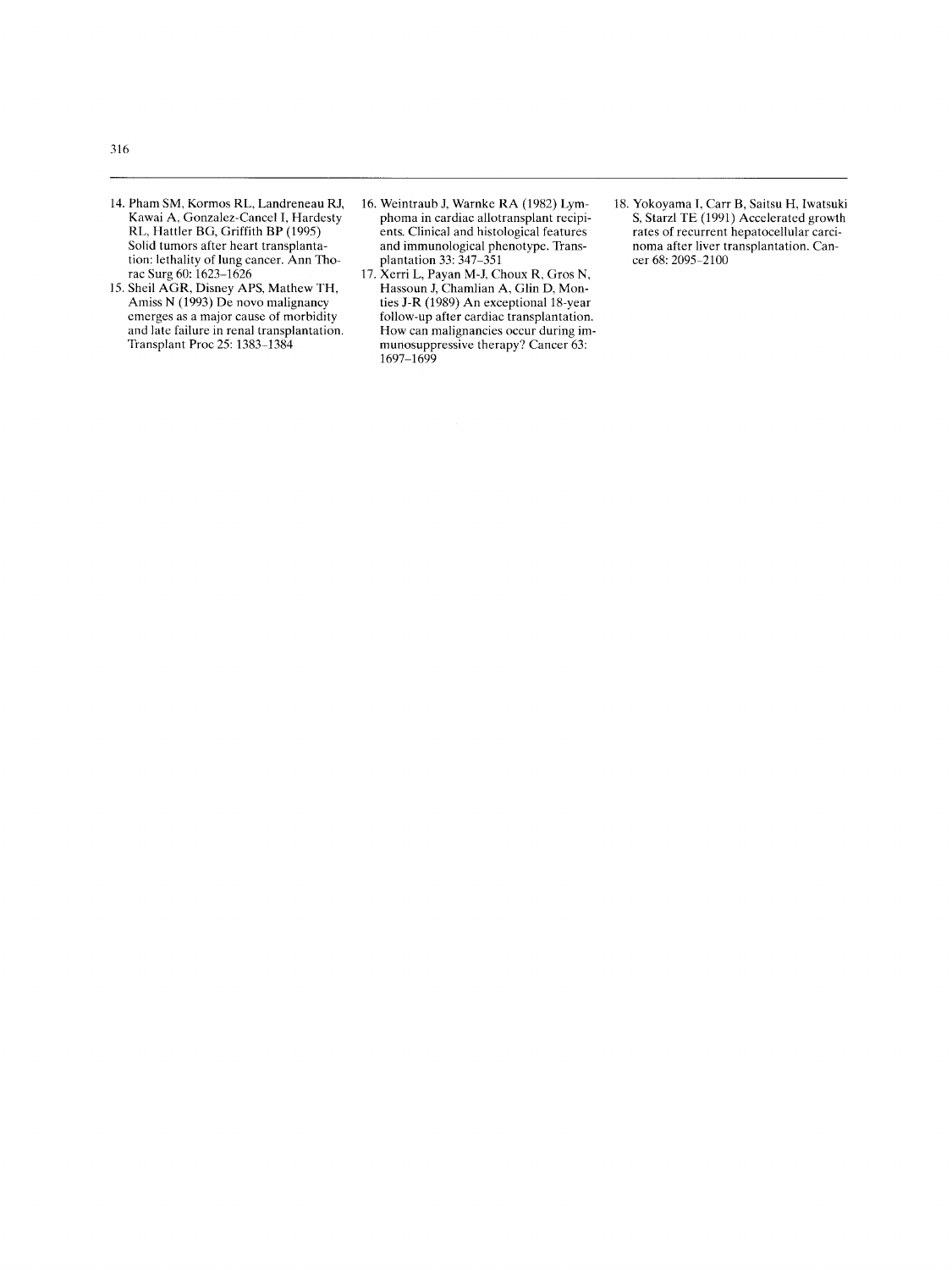14. Pham SM, Kormos RL, Landreneau RJ, Kawai A, Gonzalez-Cancel I, Hardesty RL, Hattler BG, Griffith BP (1995) Solid tumors after heart transplantation: lethality of lung cancer. Ann Thorac Surg 60: 1623–1626
15. Sheil AGR, Disney APS, Mathew TH, Amiss N (1993) De novo malignancy emerges as a major cause of morbidity and late failure in renal transplantation. Transplant Proc 25: 1383–1384
16. Weintraub J, Warnke RA (1982) Lymphoma in cardiac allotransplant recipients. Clinical and histological features and immunological phenotype. Transplantation 33: 347–351
17. Xerri L, Payan M-J, Choux R, Gros N, Hassoun J, Chamlian A, Glin D, Monties J-R (1989) An exceptional 18-year follow-up after cardiac transplantation. How can malignancies occur during immunosuppressive therapy? Cancer 63: 1697–1699
18. Yokoyama I, Carr B, Saitsu H, Iwatsuki S, Starzl TE (1991) Accelerated growth rates of recurrent hepatocellular carcinoma after liver transplantation. Cancer 68: 2095–2100